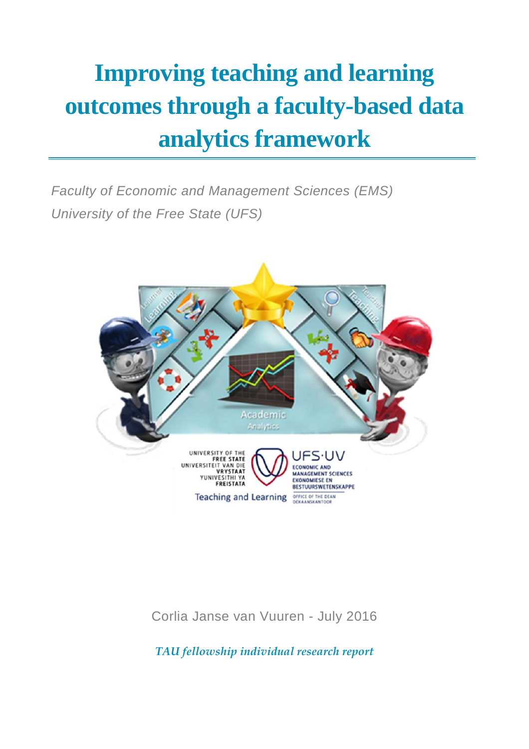# Improving teaching and learning outcomes through a faculty-based data analytics framework

*Faculty of Economic and Management Sciences (EMS)*
*University of the Free State (UFS)*

Corlia Janse van Vuuren - July 2016

*TAU fellowship individual research report*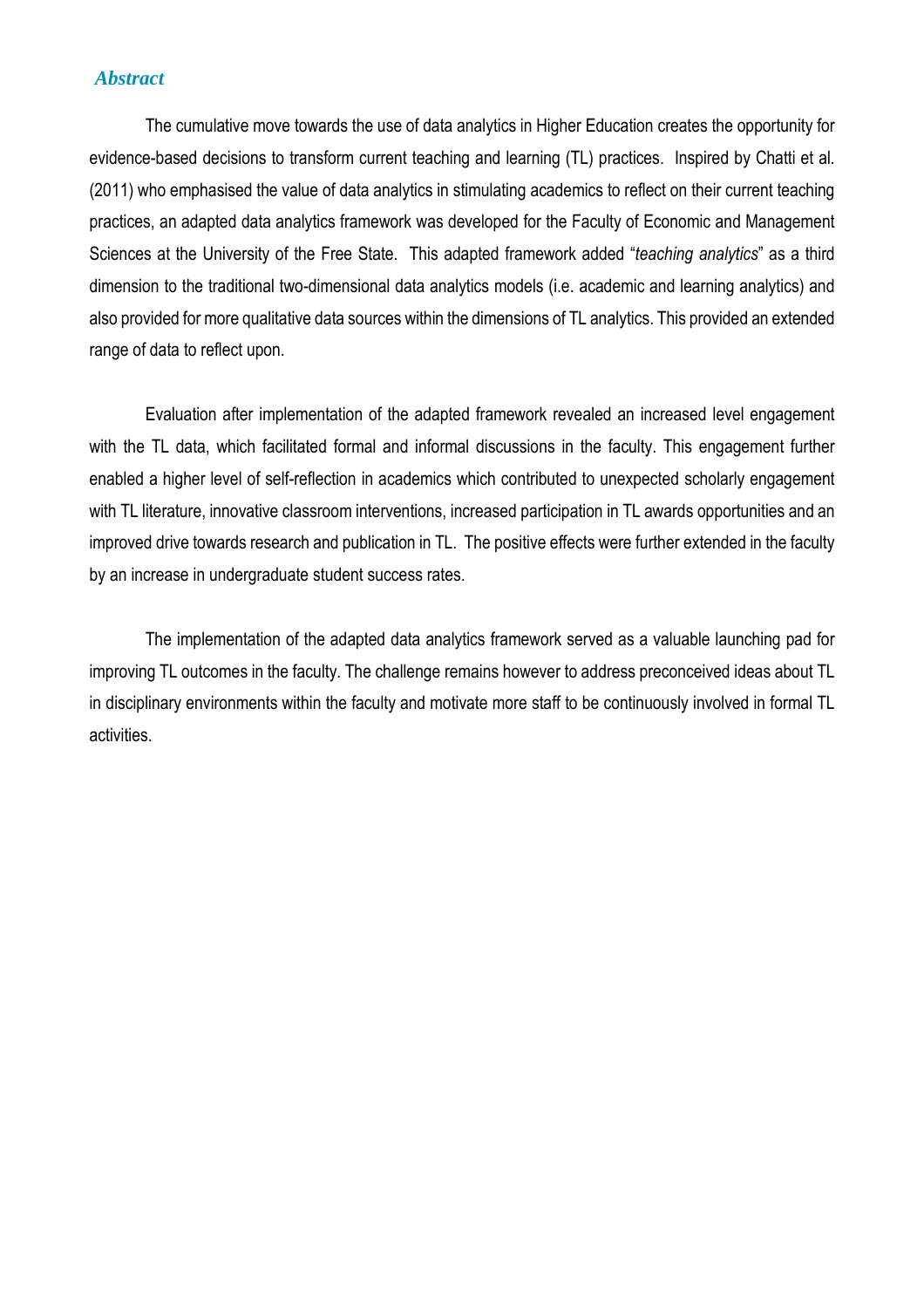## *Abstract*

The cumulative move towards the use of data analytics in Higher Education creates the opportunity for evidence-based decisions to transform current teaching and learning (TL) practices. Inspired by Chatti et al. (2011) who emphasised the value of data analytics in stimulating academics to reflect on their current teaching practices, an adapted data analytics framework was developed for the Faculty of Economic and Management Sciences at the University of the Free State. This adapted framework added "*teaching analytics*" as a third dimension to the traditional two-dimensional data analytics models (i.e. academic and learning analytics) and also provided for more qualitative data sources within the dimensions of TL analytics. This provided an extended range of data to reflect upon.

Evaluation after implementation of the adapted framework revealed an increased level engagement with the TL data, which facilitated formal and informal discussions in the faculty. This engagement further enabled a higher level of self-reflection in academics which contributed to unexpected scholarly engagement with TL literature, innovative classroom interventions, increased participation in TL awards opportunities and an improved drive towards research and publication in TL. The positive effects were further extended in the faculty by an increase in undergraduate student success rates.

The implementation of the adapted data analytics framework served as a valuable launching pad for improving TL outcomes in the faculty. The challenge remains however to address preconceived ideas about TL in disciplinary environments within the faculty and motivate more staff to be continuously involved in formal TL activities.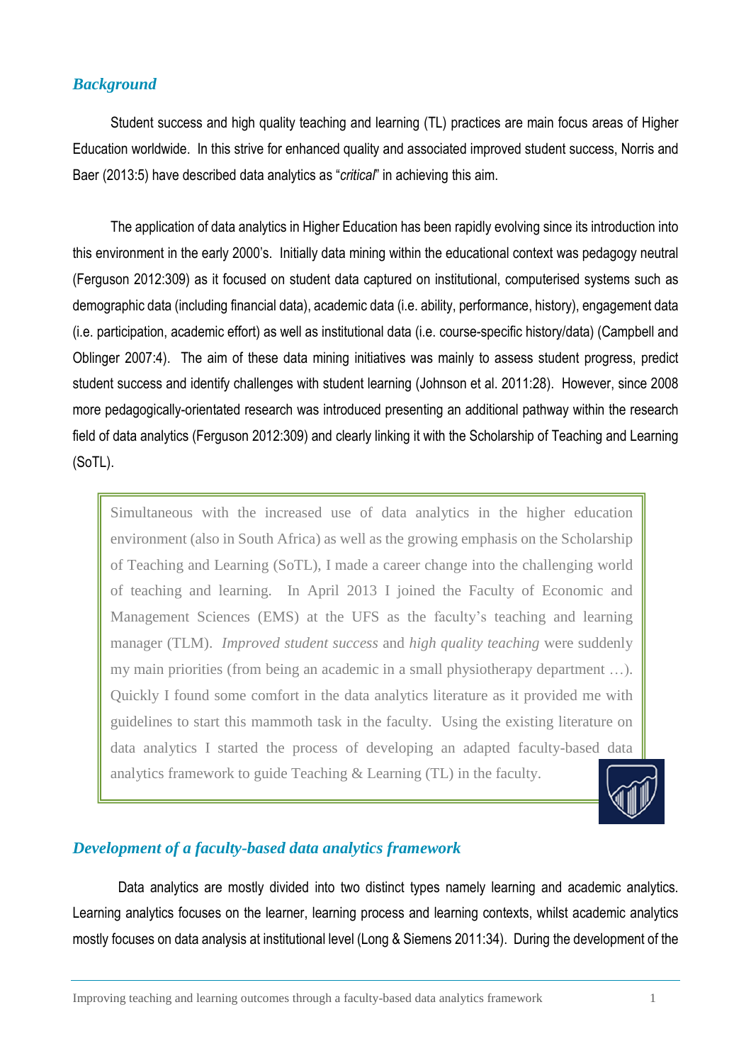## *Background*

Student success and high quality teaching and learning (TL) practices are main focus areas of Higher Education worldwide. In this strive for enhanced quality and associated improved student success, Norris and Baer (2013:5) have described data analytics as "*critical*" in achieving this aim.

The application of data analytics in Higher Education has been rapidly evolving since its introduction into this environment in the early 2000's. Initially data mining within the educational context was pedagogy neutral (Ferguson 2012:309) as it focused on student data captured on institutional, computerised systems such as demographic data (including financial data), academic data (i.e. ability, performance, history), engagement data (i.e. participation, academic effort) as well as institutional data (i.e. course-specific history/data) (Campbell and Oblinger 2007:4). The aim of these data mining initiatives was mainly to assess student progress, predict student success and identify challenges with student learning (Johnson et al. 2011:28). However, since 2008 more pedagogically-orientated research was introduced presenting an additional pathway within the research field of data analytics (Ferguson 2012:309) and clearly linking it with the Scholarship of Teaching and Learning (SoTL).

> Simultaneous with the increased use of data analytics in the higher education environment (also in South Africa) as well as the growing emphasis on the Scholarship of Teaching and Learning (SoTL), I made a career change into the challenging world of teaching and learning. In April 2013 I joined the Faculty of Economic and Management Sciences (EMS) at the UFS as the faculty's teaching and learning manager (TLM). *Improved student success* and *high quality teaching* were suddenly my main priorities (from being an academic in a small physiotherapy department …). Quickly I found some comfort in the data analytics literature as it provided me with guidelines to start this mammoth task in the faculty. Using the existing literature on data analytics I started the process of developing an adapted faculty-based data analytics framework to guide Teaching & Learning (TL) in the faculty.

## *Development of a faculty-based data analytics framework*

Data analytics are mostly divided into two distinct types namely learning and academic analytics. Learning analytics focuses on the learner, learning process and learning contexts, whilst academic analytics mostly focuses on data analysis at institutional level (Long & Siemens 2011:34). During the development of the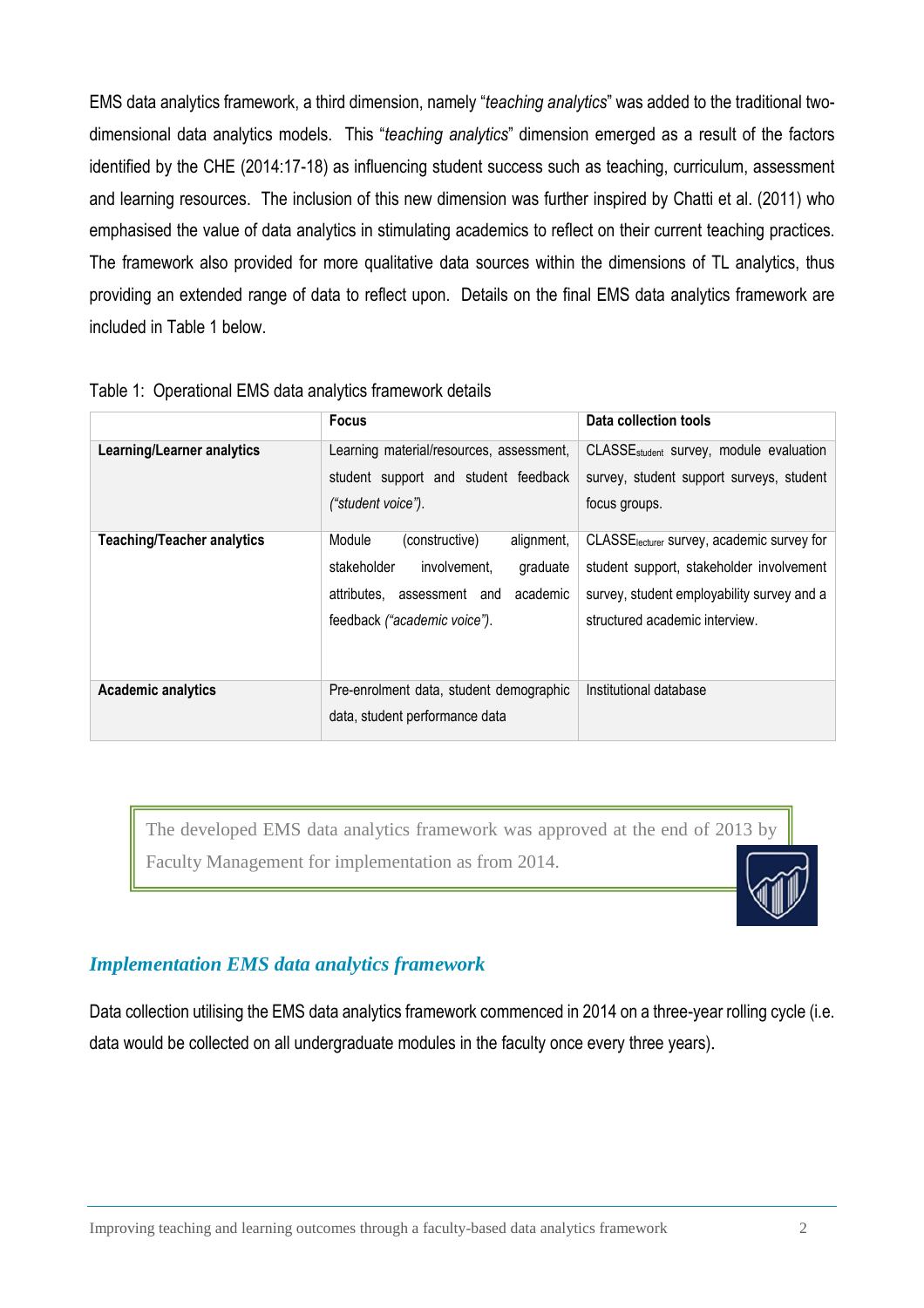EMS data analytics framework, a third dimension, namely "*teaching analytics*" was added to the traditional two-dimensional data analytics models. This "*teaching analytics*" dimension emerged as a result of the factors identified by the CHE (2014:17-18) as influencing student success such as teaching, curriculum, assessment and learning resources. The inclusion of this new dimension was further inspired by Chatti et al. (2011) who emphasised the value of data analytics in stimulating academics to reflect on their current teaching practices. The framework also provided for more qualitative data sources within the dimensions of TL analytics, thus providing an extended range of data to reflect upon. Details on the final EMS data analytics framework are included in Table 1 below.

Table 1: Operational EMS data analytics framework details

| | Focus | Data collection tools |
|---|---|---|
| **Learning/Learner analytics** | Learning material/resources, assessment, student support and student feedback *("student voice")*. | $CLASSE_{student}$ survey, module evaluation survey, student support surveys, student focus groups. |
| **Teaching/Teacher analytics** | Module (constructive) alignment, stakeholder involvement, graduate attributes, assessment and academic feedback *("academic voice")*. | $CLASSE_{lecturer}$ survey, academic survey for student support, stakeholder involvement survey, student employability survey and a structured academic interview. |
| **Academic analytics** | Pre-enrolment data, student demographic data, student performance data | Institutional database |

> The developed EMS data analytics framework was approved at the end of 2013 by Faculty Management for implementation as from 2014.

## *Implementation EMS data analytics framework*

Data collection utilising the EMS data analytics framework commenced in 2014 on a three-year rolling cycle (i.e. data would be collected on all undergraduate modules in the faculty once every three years).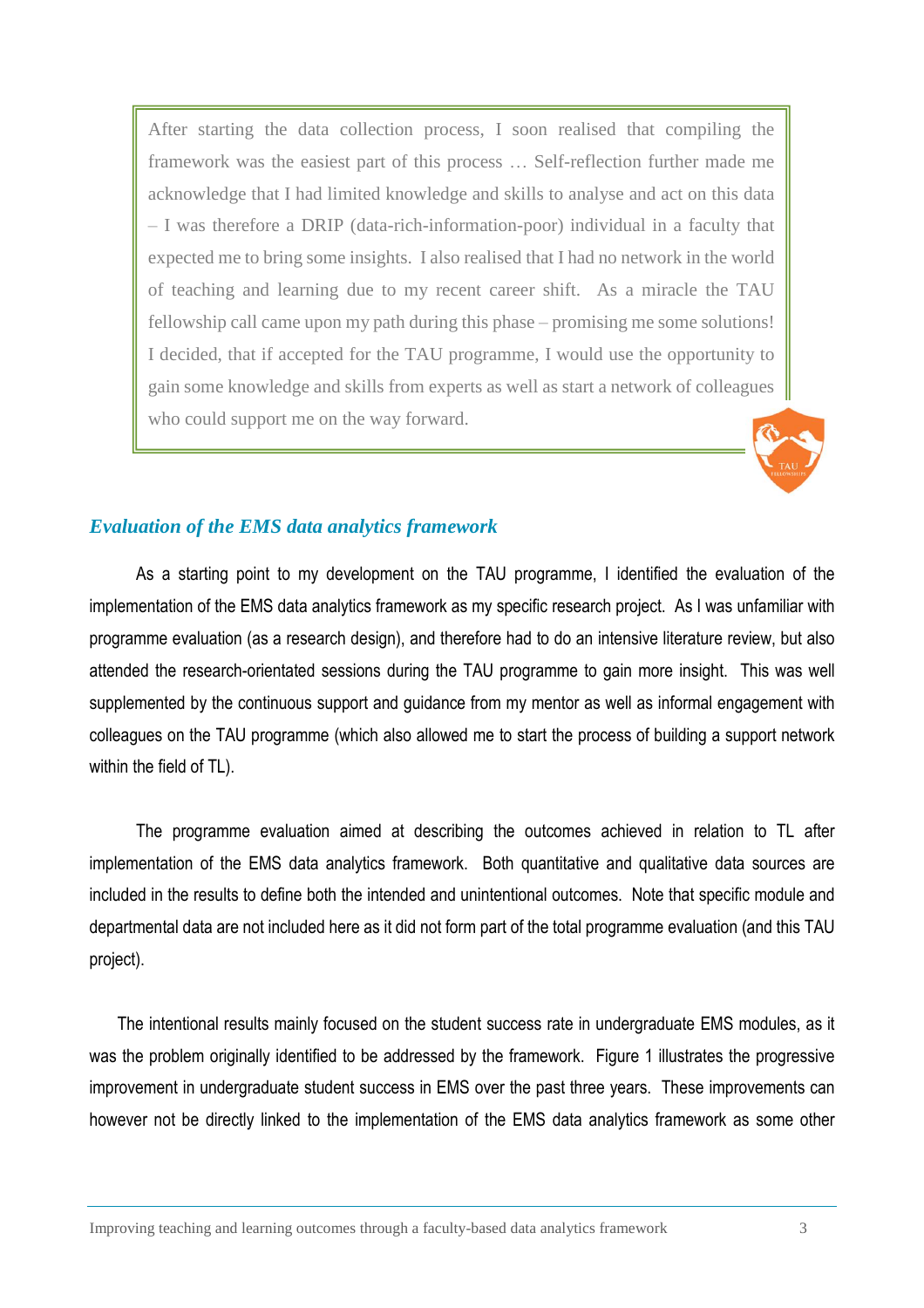> After starting the data collection process, I soon realised that compiling the framework was the easiest part of this process … Self-reflection further made me acknowledge that I had limited knowledge and skills to analyse and act on this data – I was therefore a DRIP (data-rich-information-poor) individual in a faculty that expected me to bring some insights. I also realised that I had no network in the world of teaching and learning due to my recent career shift. As a miracle the TAU fellowship call came upon my path during this phase – promising me some solutions! I decided, that if accepted for the TAU programme, I would use the opportunity to gain some knowledge and skills from experts as well as start a network of colleagues who could support me on the way forward.

### *Evaluation of the EMS data analytics framework*

As a starting point to my development on the TAU programme, I identified the evaluation of the implementation of the EMS data analytics framework as my specific research project. As I was unfamiliar with programme evaluation (as a research design), and therefore had to do an intensive literature review, but also attended the research-orientated sessions during the TAU programme to gain more insight. This was well supplemented by the continuous support and guidance from my mentor as well as informal engagement with colleagues on the TAU programme (which also allowed me to start the process of building a support network within the field of TL).

The programme evaluation aimed at describing the outcomes achieved in relation to TL after implementation of the EMS data analytics framework. Both quantitative and qualitative data sources are included in the results to define both the intended and unintentional outcomes. Note that specific module and departmental data are not included here as it did not form part of the total programme evaluation (and this TAU project).

The intentional results mainly focused on the student success rate in undergraduate EMS modules, as it was the problem originally identified to be addressed by the framework. Figure 1 illustrates the progressive improvement in undergraduate student success in EMS over the past three years. These improvements can however not be directly linked to the implementation of the EMS data analytics framework as some other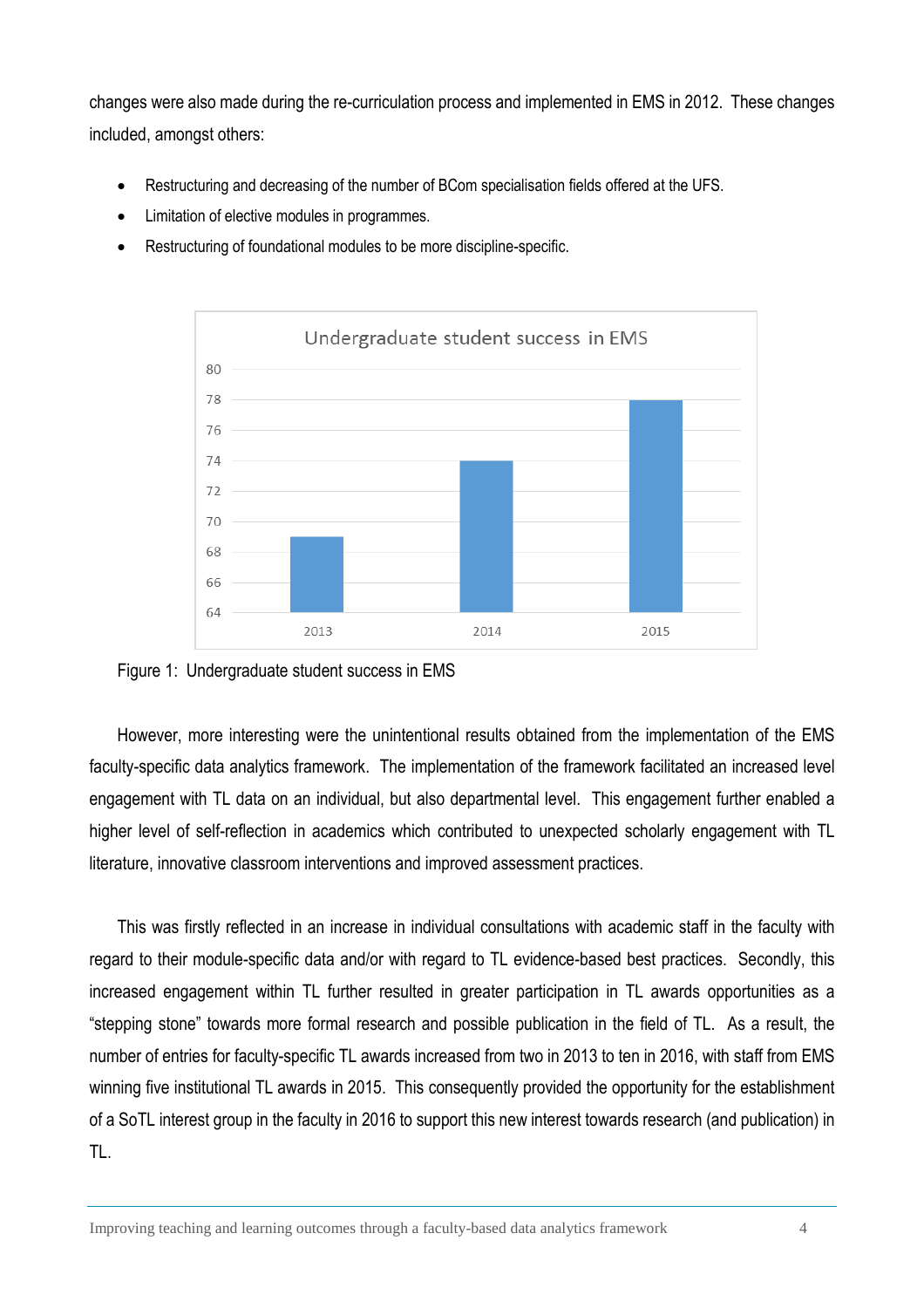changes were also made during the re-curriculation process and implemented in EMS in 2012. These changes included, amongst others:

- Restructuring and decreasing of the number of BCom specialisation fields offered at the UFS.
- Limitation of elective modules in programmes.
- Restructuring of foundational modules to be more discipline-specific.

Figure 1: Undergraduate student success in EMS

However, more interesting were the unintentional results obtained from the implementation of the EMS faculty-specific data analytics framework. The implementation of the framework facilitated an increased level engagement with TL data on an individual, but also departmental level. This engagement further enabled a higher level of self-reflection in academics which contributed to unexpected scholarly engagement with TL literature, innovative classroom interventions and improved assessment practices.

This was firstly reflected in an increase in individual consultations with academic staff in the faculty with regard to their module-specific data and/or with regard to TL evidence-based best practices. Secondly, this increased engagement within TL further resulted in greater participation in TL awards opportunities as a "stepping stone" towards more formal research and possible publication in the field of TL. As a result, the number of entries for faculty-specific TL awards increased from two in 2013 to ten in 2016, with staff from EMS winning five institutional TL awards in 2015. This consequently provided the opportunity for the establishment of a SoTL interest group in the faculty in 2016 to support this new interest towards research (and publication) in TL.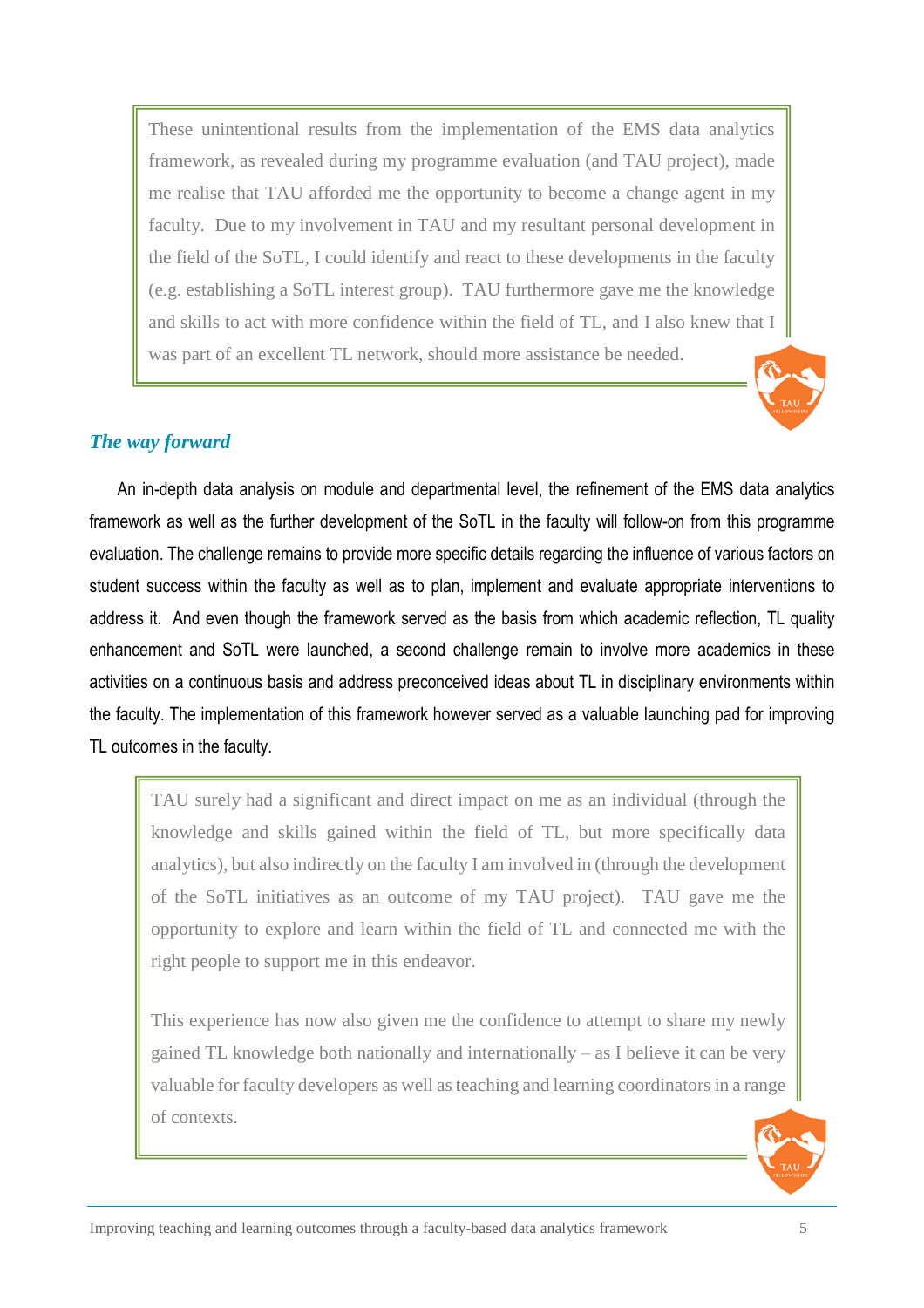> These unintentional results from the implementation of the EMS data analytics framework, as revealed during my programme evaluation (and TAU project), made me realise that TAU afforded me the opportunity to become a change agent in my faculty. Due to my involvement in TAU and my resultant personal development in the field of the SoTL, I could identify and react to these developments in the faculty (e.g. establishing a SoTL interest group). TAU furthermore gave me the knowledge and skills to act with more confidence within the field of TL, and I also knew that I was part of an excellent TL network, should more assistance be needed.

## *The way forward*

An in-depth data analysis on module and departmental level, the refinement of the EMS data analytics framework as well as the further development of the SoTL in the faculty will follow-on from this programme evaluation. The challenge remains to provide more specific details regarding the influence of various factors on student success within the faculty as well as to plan, implement and evaluate appropriate interventions to address it. And even though the framework served as the basis from which academic reflection, TL quality enhancement and SoTL were launched, a second challenge remain to involve more academics in these activities on a continuous basis and address preconceived ideas about TL in disciplinary environments within the faculty. The implementation of this framework however served as a valuable launching pad for improving TL outcomes in the faculty.

> TAU surely had a significant and direct impact on me as an individual (through the knowledge and skills gained within the field of TL, but more specifically data analytics), but also indirectly on the faculty I am involved in (through the development of the SoTL initiatives as an outcome of my TAU project). TAU gave me the opportunity to explore and learn within the field of TL and connected me with the right people to support me in this endeavor.
>
> This experience has now also given me the confidence to attempt to share my newly gained TL knowledge both nationally and internationally – as I believe it can be very valuable for faculty developers as well as teaching and learning coordinators in a range of contexts.